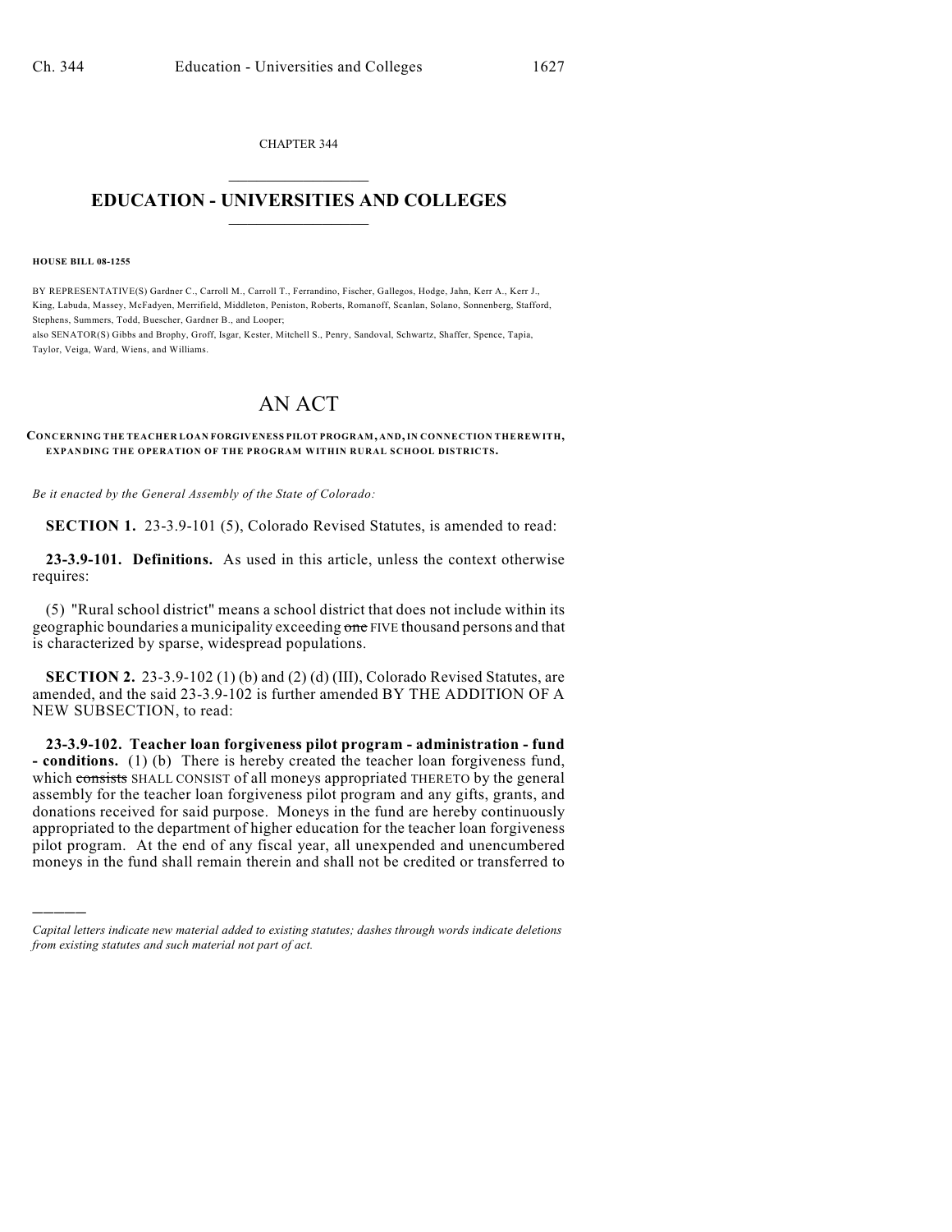CHAPTER 344

# EDUCATION - UNIVERSITIES AND COLLEGES

**HOUSE BILL 08-1255**

BY REPRESENTATIVE(S) Gardner C., Carroll M., Carroll T., Ferrandino, Fischer, Gallegos, Hodge, Jahn, Kerr A., Kerr J., King, Labuda, Massey, McFadyen, Merrifield, Middleton, Peniston, Roberts, Romanoff, Scanlan, Solano, Sonnenberg, Stafford, Stephens, Summers, Todd, Buescher, Gardner B., and Looper;
also SENATOR(S) Gibbs and Brophy, Groff, Isgar, Kester, Mitchell S., Penry, Sandoval, Schwartz, Shaffer, Spence, Tapia, Taylor, Veiga, Ward, Wiens, and Williams.

# AN ACT

**CONCERNING THE TEACHER LOAN FORGIVENESS PILOT PROGRAM, AND, IN CONNECTION THEREWITH, EXPANDING THE OPERATION OF THE PROGRAM WITHIN RURAL SCHOOL DISTRICTS.**

*Be it enacted by the General Assembly of the State of Colorado:*

**SECTION 1.** 23-3.9-101 (5), Colorado Revised Statutes, is amended to read:

**23-3.9-101. Definitions.** As used in this article, unless the context otherwise requires:

(5) "Rural school district" means a school district that does not include within its geographic boundaries a municipality exceeding ~~one~~ FIVE thousand persons and that is characterized by sparse, widespread populations.

**SECTION 2.** 23-3.9-102 (1) (b) and (2) (d) (III), Colorado Revised Statutes, are amended, and the said 23-3.9-102 is further amended BY THE ADDITION OF A NEW SUBSECTION, to read:

**23-3.9-102. Teacher loan forgiveness pilot program - administration - fund - conditions.** (1) (b) There is hereby created the teacher loan forgiveness fund, which ~~consists~~ SHALL CONSIST of all moneys appropriated THERETO by the general assembly for the teacher loan forgiveness pilot program and any gifts, grants, and donations received for said purpose. Moneys in the fund are hereby continuously appropriated to the department of higher education for the teacher loan forgiveness pilot program. At the end of any fiscal year, all unexpended and unencumbered moneys in the fund shall remain therein and shall not be credited or transferred to

---

*Capital letters indicate new material added to existing statutes; dashes through words indicate deletions from existing statutes and such material not part of act.*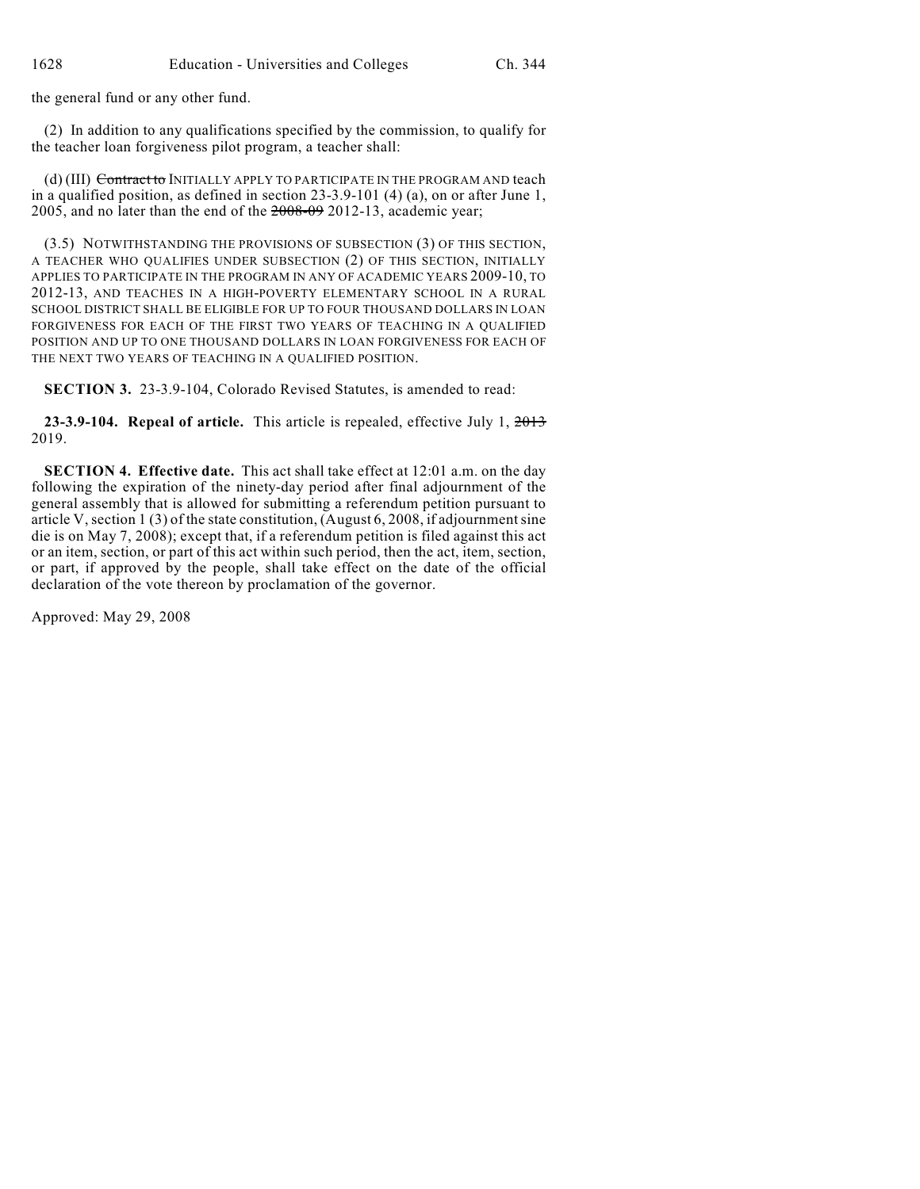the general fund or any other fund.

(2) In addition to any qualifications specified by the commission, to qualify for the teacher loan forgiveness pilot program, a teacher shall:

(d) (III) ~~Contract to~~ INITIALLY APPLY TO PARTICIPATE IN THE PROGRAM AND teach in a qualified position, as defined in section 23-3.9-101 (4) (a), on or after June 1, 2005, and no later than the end of the ~~2008-09~~ 2012-13, academic year;

(3.5) NOTWITHSTANDING THE PROVISIONS OF SUBSECTION (3) OF THIS SECTION, A TEACHER WHO QUALIFIES UNDER SUBSECTION (2) OF THIS SECTION, INITIALLY APPLIES TO PARTICIPATE IN THE PROGRAM IN ANY OF ACADEMIC YEARS 2009-10, TO 2012-13, AND TEACHES IN A HIGH-POVERTY ELEMENTARY SCHOOL IN A RURAL SCHOOL DISTRICT SHALL BE ELIGIBLE FOR UP TO FOUR THOUSAND DOLLARS IN LOAN FORGIVENESS FOR EACH OF THE FIRST TWO YEARS OF TEACHING IN A QUALIFIED POSITION AND UP TO ONE THOUSAND DOLLARS IN LOAN FORGIVENESS FOR EACH OF THE NEXT TWO YEARS OF TEACHING IN A QUALIFIED POSITION.

**SECTION 3.** 23-3.9-104, Colorado Revised Statutes, is amended to read:

**23-3.9-104. Repeal of article.** This article is repealed, effective July 1, ~~2013~~ 2019.

**SECTION 4. Effective date.** This act shall take effect at 12:01 a.m. on the day following the expiration of the ninety-day period after final adjournment of the general assembly that is allowed for submitting a referendum petition pursuant to article V, section 1 (3) of the state constitution, (August 6, 2008, if adjournment sine die is on May 7, 2008); except that, if a referendum petition is filed against this act or an item, section, or part of this act within such period, then the act, item, section, or part, if approved by the people, shall take effect on the date of the official declaration of the vote thereon by proclamation of the governor.

Approved: May 29, 2008